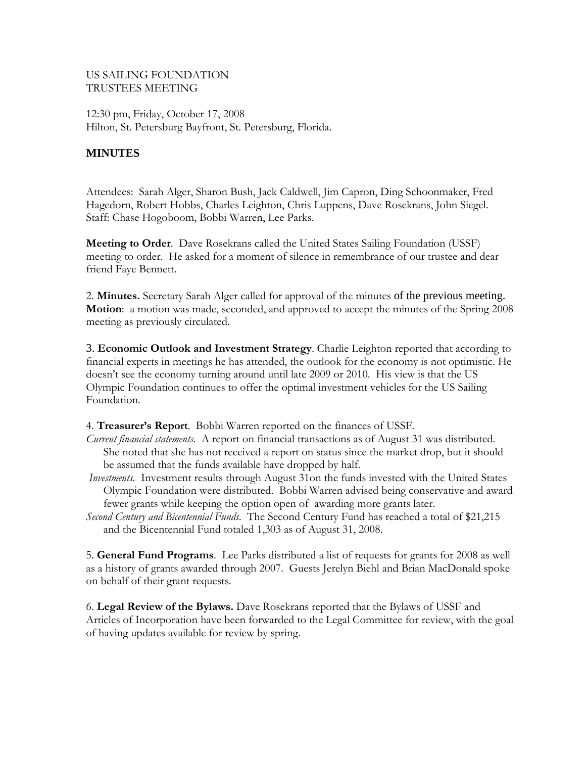US SAILING FOUNDATION
TRUSTEES MEETING

12:30 pm, Friday, October 17, 2008
Hilton, St. Petersburg Bayfront, St. Petersburg, Florida.

## MINUTES

Attendees: Sarah Alger, Sharon Bush, Jack Caldwell, Jim Capron, Ding Schoonmaker, Fred Hagedorn, Robert Hobbs, Charles Leighton, Chris Luppens, Dave Rosekrans, John Siegel. Staff: Chase Hogoboom, Bobbi Warren, Lee Parks.

**Meeting to Order**. Dave Rosekrans called the United States Sailing Foundation (USSF) meeting to order. He asked for a moment of silence in remembrance of our trustee and dear friend Faye Bennett.

2. **Minutes.** Secretary Sarah Alger called for approval of the minutes of the previous meeting. **Motion**: a motion was made, seconded, and approved to accept the minutes of the Spring 2008 meeting as previously circulated.

3. **Economic Outlook and Investment Strategy**. Charlie Leighton reported that according to financial experts in meetings he has attended, the outlook for the economy is not optimistic. He doesn't see the economy turning around until late 2009 or 2010. His view is that the US Olympic Foundation continues to offer the optimal investment vehicles for the US Sailing Foundation.

4. **Treasurer's Report**. Bobbi Warren reported on the finances of USSF.

*Current financial statements*. A report on financial transactions as of August 31 was distributed. She noted that she has not received a report on status since the market drop, but it should be assumed that the funds available have dropped by half.

*Investments*. Investment results through August 31on the funds invested with the United States Olympic Foundation were distributed. Bobbi Warren advised being conservative and award fewer grants while keeping the option open of awarding more grants later.

*Second Century and Bicentennial Funds*. The Second Century Fund has reached a total of $21,215 and the Bicentennial Fund totaled 1,303 as of August 31, 2008.

5. **General Fund Programs**. Lee Parks distributed a list of requests for grants for 2008 as well as a history of grants awarded through 2007. Guests Jerelyn Biehl and Brian MacDonald spoke on behalf of their grant requests.

6. **Legal Review of the Bylaws.** Dave Rosekrans reported that the Bylaws of USSF and Articles of Incorporation have been forwarded to the Legal Committee for review, with the goal of having updates available for review by spring.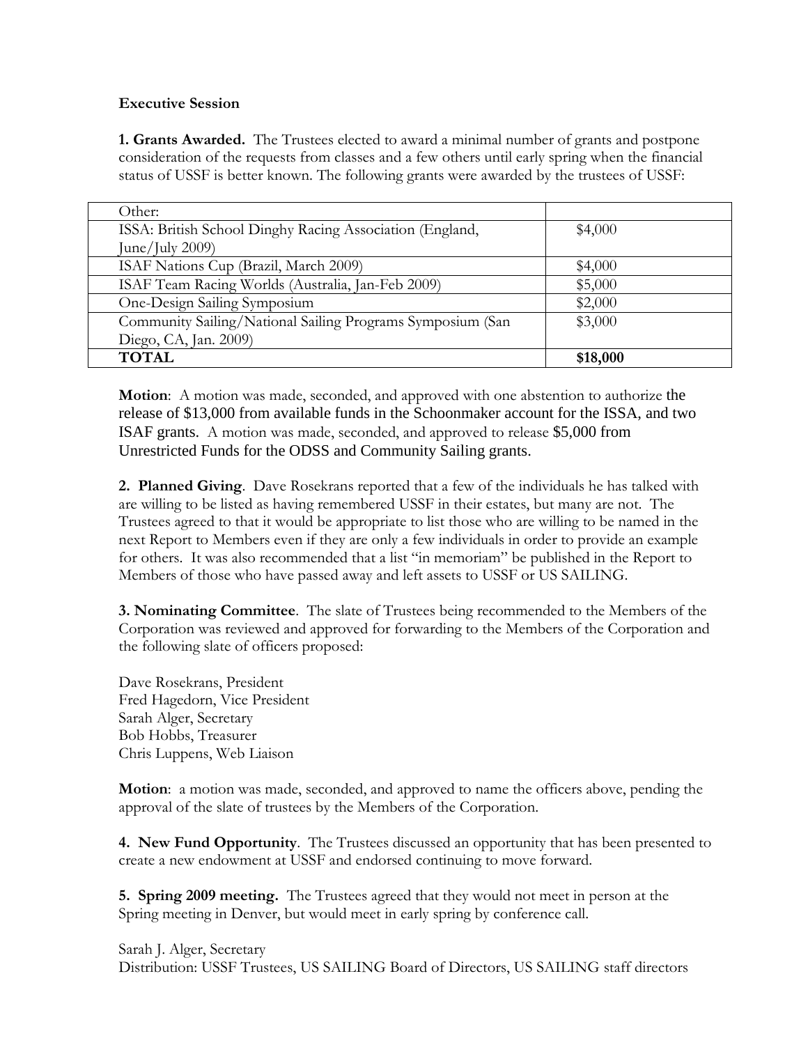**Executive Session**

**1. Grants Awarded.** The Trustees elected to award a minimal number of grants and postpone consideration of the requests from classes and a few others until early spring when the financial status of USSF is better known. The following grants were awarded by the trustees of USSF:

| | |
|---|---|
| Other: | |
| ISSA: British School Dinghy Racing Association (England, June/July 2009) | $4,000 |
| ISAF Nations Cup (Brazil, March 2009) | $4,000 |
| ISAF Team Racing Worlds (Australia, Jan-Feb 2009) | $5,000 |
| One-Design Sailing Symposium | $2,000 |
| Community Sailing/National Sailing Programs Symposium (San Diego, CA, Jan. 2009) | $3,000 |
| **TOTAL** | **$18,000** |

**Motion**: A motion was made, seconded, and approved with one abstention to authorize the release of $13,000 from available funds in the Schoonmaker account for the ISSA, and two ISAF grants. A motion was made, seconded, and approved to release $5,000 from Unrestricted Funds for the ODSS and Community Sailing grants.

**2. Planned Giving**. Dave Rosekrans reported that a few of the individuals he has talked with are willing to be listed as having remembered USSF in their estates, but many are not. The Trustees agreed to that it would be appropriate to list those who are willing to be named in the next Report to Members even if they are only a few individuals in order to provide an example for others. It was also recommended that a list "in memoriam" be published in the Report to Members of those who have passed away and left assets to USSF or US SAILING.

**3. Nominating Committee**. The slate of Trustees being recommended to the Members of the Corporation was reviewed and approved for forwarding to the Members of the Corporation and the following slate of officers proposed:

Dave Rosekrans, President
Fred Hagedorn, Vice President
Sarah Alger, Secretary
Bob Hobbs, Treasurer
Chris Luppens, Web Liaison

**Motion**: a motion was made, seconded, and approved to name the officers above, pending the approval of the slate of trustees by the Members of the Corporation.

**4. New Fund Opportunity**. The Trustees discussed an opportunity that has been presented to create a new endowment at USSF and endorsed continuing to move forward.

**5. Spring 2009 meeting.** The Trustees agreed that they would not meet in person at the Spring meeting in Denver, but would meet in early spring by conference call.

Sarah J. Alger, Secretary
Distribution: USSF Trustees, US SAILING Board of Directors, US SAILING staff directors